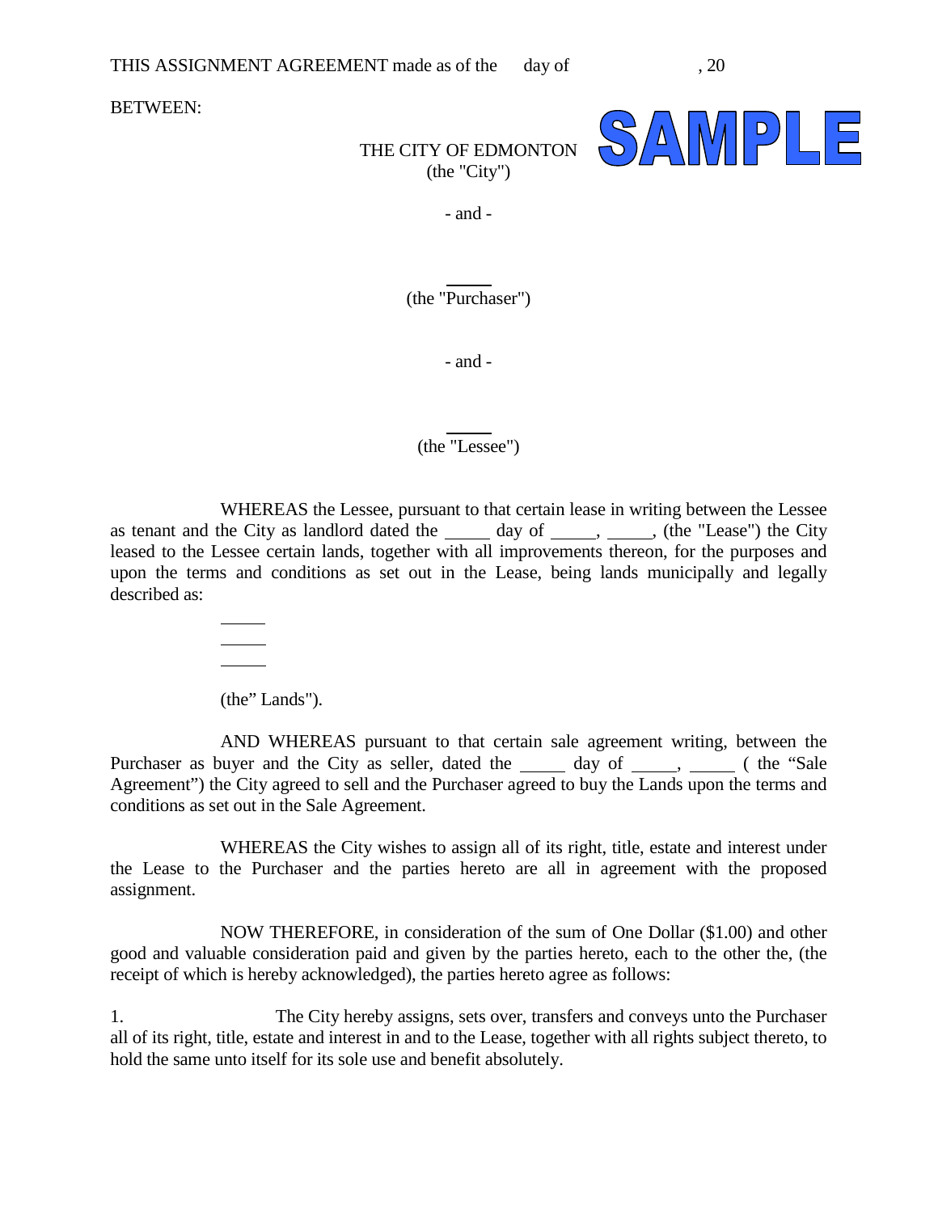THIS ASSIGNMENT AGREEMENT made as of the day of , 20

BETWEEN:

THE CITY OF EDMONTON
(the "City")

SAMPLE

- and -

_____
(the "Purchaser")

- and -

_____
(the "Lessee")

WHEREAS the Lessee, pursuant to that certain lease in writing between the Lessee as tenant and the City as landlord dated the _____ day of _____, _____, (the "Lease") the City leased to the Lessee certain lands, together with all improvements thereon, for the purposes and upon the terms and conditions as set out in the Lease, being lands municipally and legally described as:

_____
_____
_____

(the" Lands").

AND WHEREAS pursuant to that certain sale agreement writing, between the Purchaser as buyer and the City as seller, dated the _____ day of _____, _____ ( the "Sale Agreement") the City agreed to sell and the Purchaser agreed to buy the Lands upon the terms and conditions as set out in the Sale Agreement.

WHEREAS the City wishes to assign all of its right, title, estate and interest under the Lease to the Purchaser and the parties hereto are all in agreement with the proposed assignment.

NOW THEREFORE, in consideration of the sum of One Dollar ($1.00) and other good and valuable consideration paid and given by the parties hereto, each to the other the, (the receipt of which is hereby acknowledged), the parties hereto agree as follows:

1. The City hereby assigns, sets over, transfers and conveys unto the Purchaser all of its right, title, estate and interest in and to the Lease, together with all rights subject thereto, to hold the same unto itself for its sole use and benefit absolutely.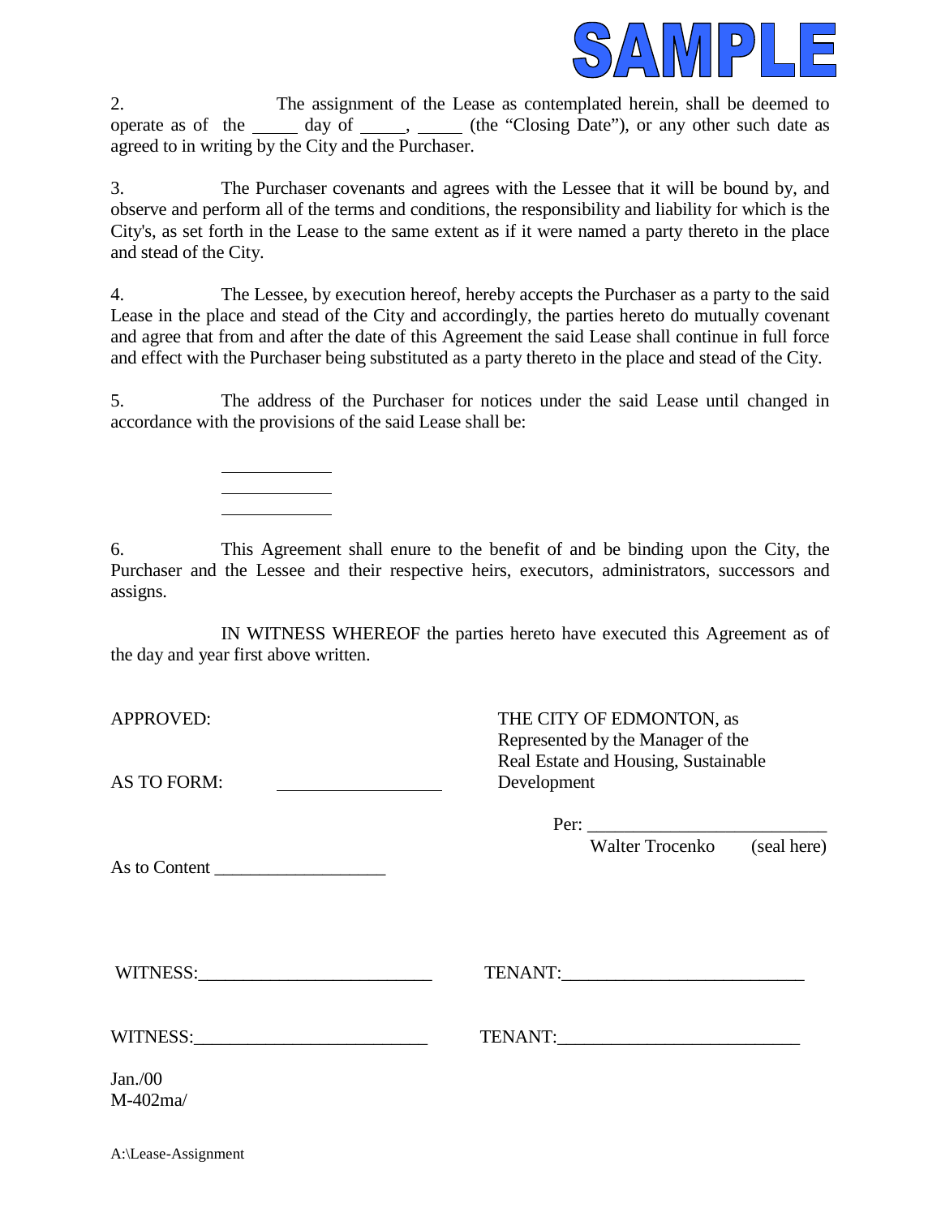**SAMPLE**

2. The assignment of the Lease as contemplated herein, shall be deemed to operate as of the _____ day of _____, _____ (the "Closing Date"), or any other such date as agreed to in writing by the City and the Purchaser.

3. The Purchaser covenants and agrees with the Lessee that it will be bound by, and observe and perform all of the terms and conditions, the responsibility and liability for which is the City's, as set forth in the Lease to the same extent as if it were named a party thereto in the place and stead of the City.

4. The Lessee, by execution hereof, hereby accepts the Purchaser as a party to the said Lease in the place and stead of the City and accordingly, the parties hereto do mutually covenant and agree that from and after the date of this Agreement the said Lease shall continue in full force and effect with the Purchaser being substituted as a party thereto in the place and stead of the City.

5. The address of the Purchaser for notices under the said Lease until changed in accordance with the provisions of the said Lease shall be:

____________
____________
____________

6. This Agreement shall enure to the benefit of and be binding upon the City, the Purchaser and the Lessee and their respective heirs, executors, administrators, successors and assigns.

IN WITNESS WHEREOF the parties hereto have executed this Agreement as of the day and year first above written.

APPROVED:

AS TO FORM: ____________________

As to Content ____________________

THE CITY OF EDMONTON, as Represented by the Manager of the Real Estate and Housing, Sustainable Development

Per: ____________________________
Walter Trocenko (seal here)

WITNESS:__________________________ TENANT:__________________________

WITNESS:__________________________ TENANT:__________________________

Jan./00
M-402ma/

A:\Lease-Assignment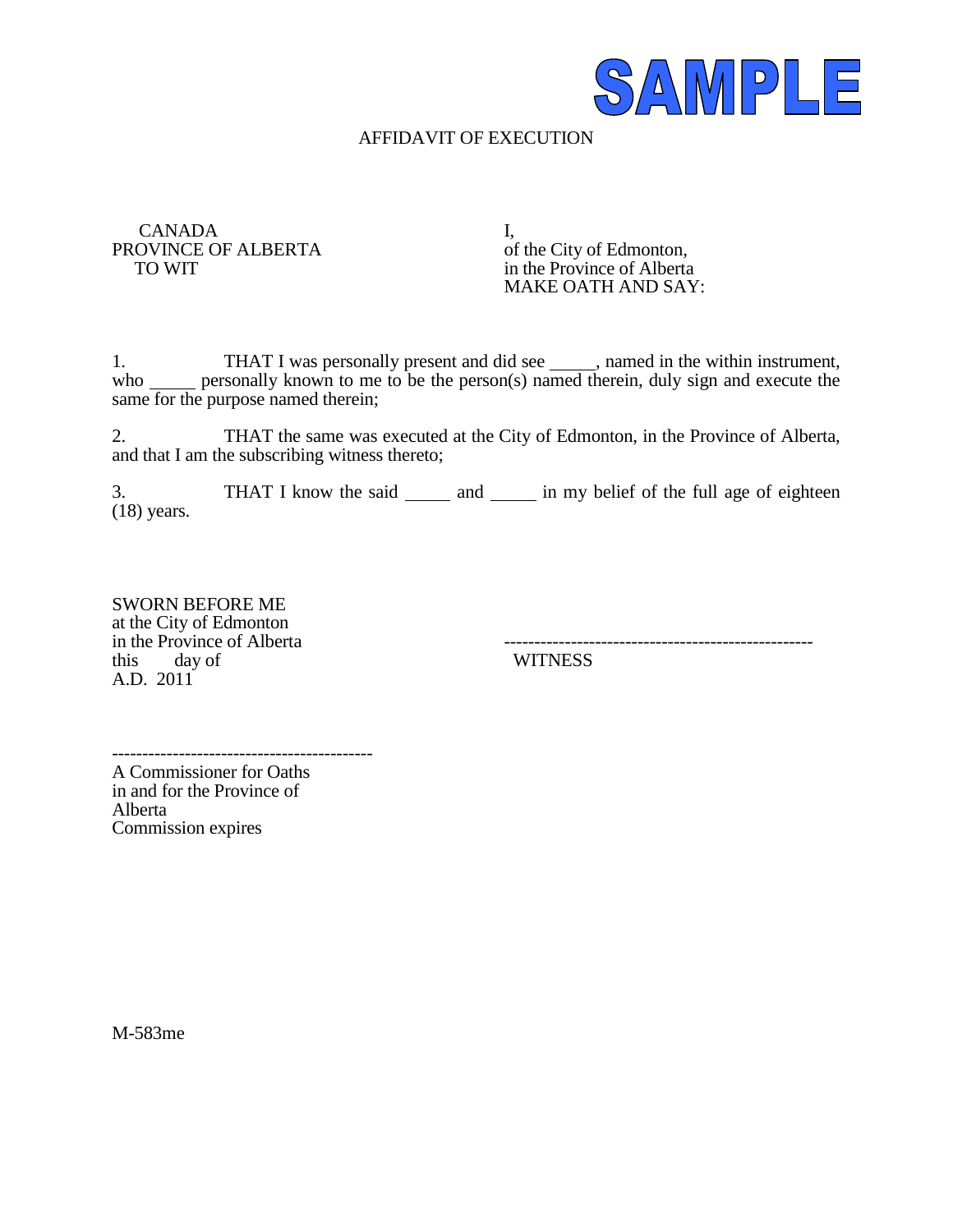SAMPLE

# AFFIDAVIT OF EXECUTION

CANADA
PROVINCE OF ALBERTA
TO WIT

I,
of the City of Edmonton,
in the Province of Alberta
MAKE OATH AND SAY:

1. THAT I was personally present and did see _____, named in the within instrument, who _____ personally known to me to be the person(s) named therein, duly sign and execute the same for the purpose named therein;

2. THAT the same was executed at the City of Edmonton, in the Province of Alberta, and that I am the subscribing witness thereto;

3. THAT I know the said _____ and _____ in my belief of the full age of eighteen (18) years.

SWORN BEFORE ME
at the City of Edmonton
in the Province of Alberta
this day of
A.D. 2011

--------------------------------------------------
WITNESS

------------------------------------------
A Commissioner for Oaths
in and for the Province of
Alberta
Commission expires

M-583me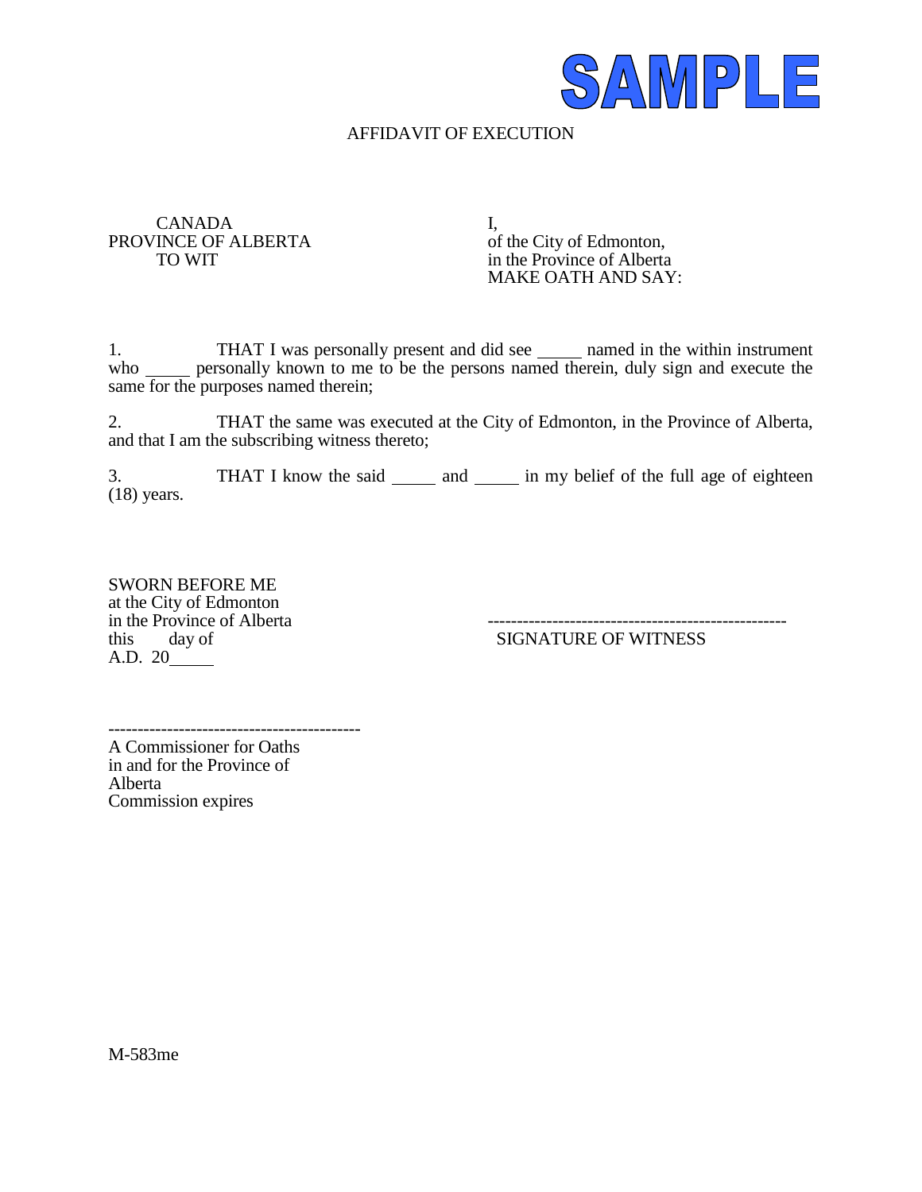SAMPLE

# AFFIDAVIT OF EXECUTION

| | |
|---|---|
| CANADA<br>PROVINCE OF ALBERTA<br>TO WIT | I,<br>of the City of Edmonton,<br>in the Province of Alberta<br>MAKE OATH AND SAY: |

1. THAT I was personally present and did see _____ named in the within instrument who _____ personally known to me to be the persons named therein, duly sign and execute the same for the purposes named therein;

2. THAT the same was executed at the City of Edmonton, in the Province of Alberta, and that I am the subscribing witness thereto;

3. THAT I know the said _____ and _____ in my belief of the full age of eighteen (18) years.

SWORN BEFORE ME
at the City of Edmonton
in the Province of Alberta
this day of
A.D. 20_____

---------------------------------------------------
SIGNATURE OF WITNESS

-------------------------------------------
A Commissioner for Oaths
in and for the Province of
Alberta
Commission expires

M-583me